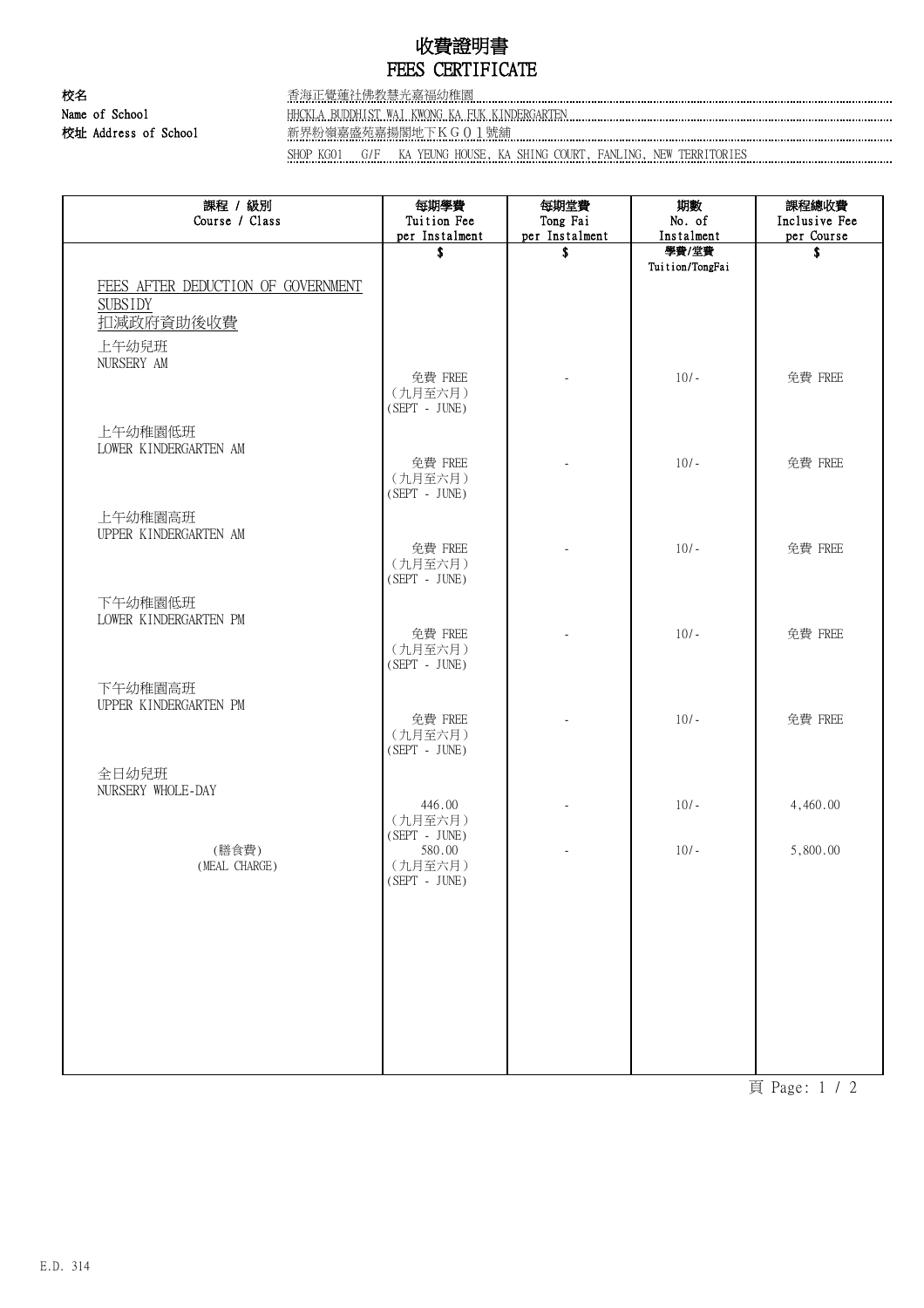# 收費證明書
# FEES CERTIFICATE

**校名**
**Name of School** 香海正覺蓮社佛教慧光嘉福幼稚園
HHCKLA BUDDHIST WAI KWONG KA FUK KINDERGARTEN

**校址 Address of School** 新界粉嶺嘉盛苑嘉揚閣地下ＫＧ０１號舖
SHOP KG01 G/F KA YEUNG HOUSE, KA SHING COURT, FANLING, NEW TERRITORIES

| 課程 / 級別 Course / Class | 每期學費 Tuition Fee per Instalment | 每期堂費 Tong Fai per Instalment | 期數 No. of Instalment | 課程總收費 Inclusive Fee per Course |
|---|---|---|---|---|
| | $ | $ | 學費/堂費 Tuition/TongFai | $ |
| FEES AFTER DEDUCTION OF GOVERNMENT SUBSIDY 扣減政府資助後收費 | | | | |
| 上午幼兒班 NURSERY AM | 免費 FREE (九月至六月) (SEPT - JUNE) | - | 10/- | 免費 FREE |
| 上午幼稚園低班 LOWER KINDERGARTEN AM | 免費 FREE (九月至六月) (SEPT - JUNE) | - | 10/- | 免費 FREE |
| 上午幼稚園高班 UPPER KINDERGARTEN AM | 免費 FREE (九月至六月) (SEPT - JUNE) | - | 10/- | 免費 FREE |
| 下午幼稚園低班 LOWER KINDERGARTEN PM | 免費 FREE (九月至六月) (SEPT - JUNE) | - | 10/- | 免費 FREE |
| 下午幼稚園高班 UPPER KINDERGARTEN PM | 免費 FREE (九月至六月) (SEPT - JUNE) | - | 10/- | 免費 FREE |
| 全日幼兒班 NURSERY WHOLE-DAY | 446.00 (九月至六月) (SEPT - JUNE) | - | 10/- | 4,460.00 |
| (膳食費) (MEAL CHARGE) | 580.00 (九月至六月) (SEPT - JUNE) | - | 10/- | 5,800.00 |

E.D. 314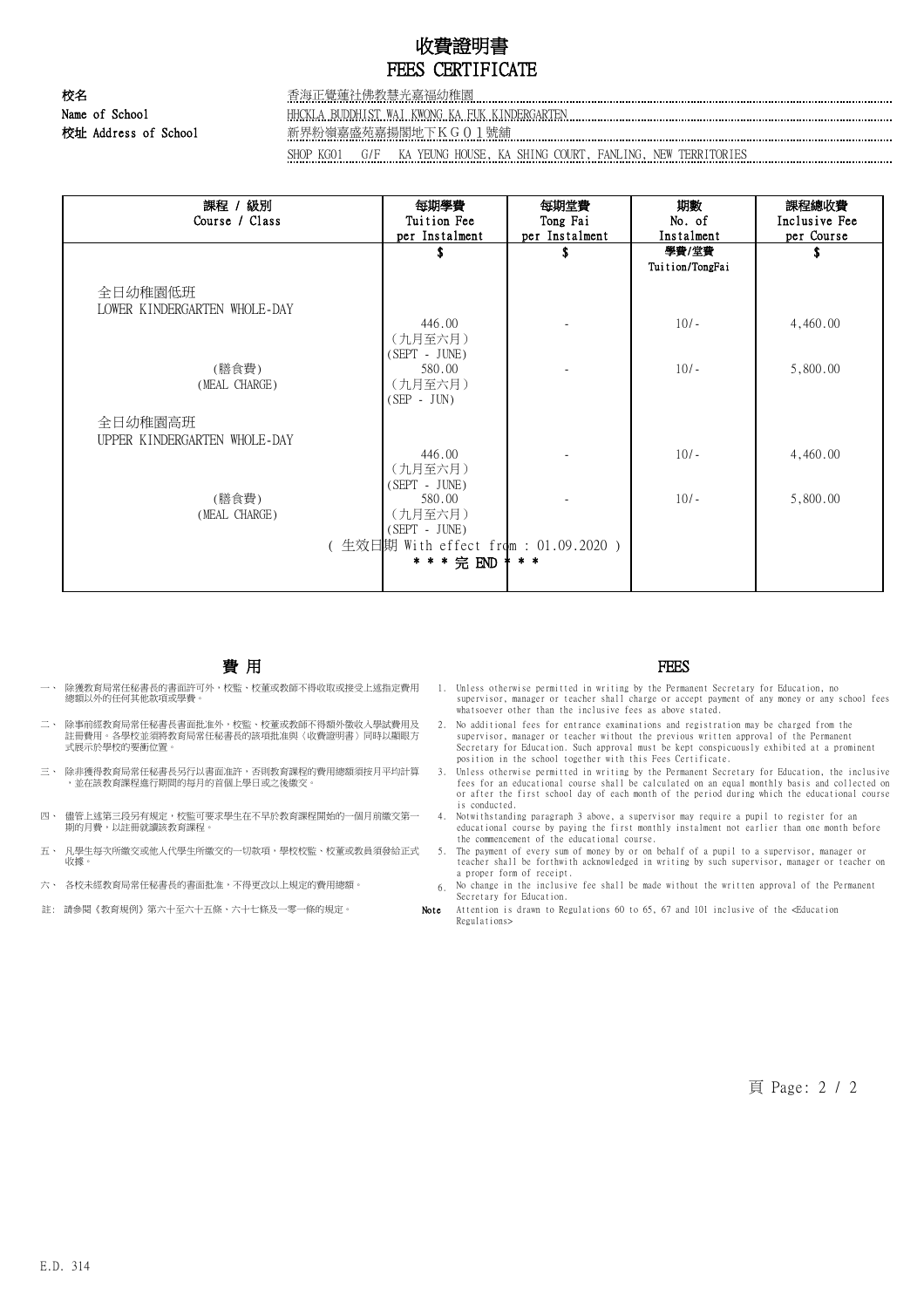# 收費證明書
# FEES CERTIFICATE

**校名** 香海正覺蓮社佛教慧光嘉福幼稚園
**Name of School** HHCKLA BUDDHIST WAI KWONG KA FUK KINDERGARTEN
**校址 Address of School** 新界粉嶺嘉盛苑嘉揚閣地下ＫＧ０１號舖
SHOP KG01　G/F　KA YEUNG HOUSE, KA SHING COURT, FANLING, NEW TERRITORIES

| 課程 / 級別<br>Course / Class | 每期學費<br>Tuition Fee<br>per Instalment | 每期堂費<br>Tong Fai<br>per Instalment | 期數<br>No. of<br>Instalment | 課程總收費<br>Inclusive Fee<br>per Course |
|---|---|---|---|---|
| | $ | $ | 學費/堂費<br>Tuition/TongFai | $ |
| 全日幼稚園低班<br>LOWER KINDERGARTEN WHOLE-DAY | 446.00<br>（九月至六月）<br>(SEPT - JUNE) | - | 10/- | 4,460.00 |
| (膳食費)<br>(MEAL CHARGE) | 580.00<br>（九月至六月）<br>(SEP - JUN) | - | 10/- | 5,800.00 |
| 全日幼稚園高班<br>UPPER KINDERGARTEN WHOLE-DAY | 446.00<br>（九月至六月）<br>(SEPT - JUNE) | - | 10/- | 4,460.00 |
| (膳食費)<br>(MEAL CHARGE) | 580.00<br>（九月至六月）<br>(SEPT - JUNE) | - | 10/- | 5,800.00 |

( 生效日期 With effect from : 01.09.2020 )

* * * 完 END * * *

## 費 用

一、 除獲教育局常任秘書長的書面許可外，校監、校董或教師不得收取或接受上述指定費用總額以外的任何其他款項或學費。

二、 除事前經教育局常任秘書長書面批准外，校監、校董或教師不得額外徵收入學試費用及註冊費用。各學校並須將教育局常任秘書長的該項批准與〈收費證明書〉同時以顯眼方式展示於學校的要衝位置。

三、 除非獲得教育局常任秘書長另行以書面准許，否則教育課程的費用總額須按月平均計算，並在該教育課程進行期間的每月的首個上學日或之後繳交。

四、 儘管上述第三段另有規定，校監可要求學生在不早於教育課程開始的一個月前繳交第一期的月費，以註冊就讀該教育課程。

五、 凡學生每次所繳交或他人代學生所繳交的一切款項，學校校監、校董或教員須發給正式收據。

六、 各校未經教育局常任秘書長的書面批准，不得更改以上規定的費用總額。

註: 請參閱《教育規例》第六十至六十五條、六十七條及一零一條的規定。

## FEES

1. Unless otherwise permitted in writing by the Permanent Secretary for Education, no supervisor, manager or teacher shall charge or accept payment of any money or any school fees whatsoever other than the inclusive fees as above stated.
2. No additional fees for entrance examinations and registration may be charged from the supervisor, manager or teacher without the previous written approval of the Permanent Secretary for Education. Such approval must be kept conspicuously exhibited at a prominent position in the school together with this Fees Certificate.
3. Unless otherwise permitted in writing by the Permanent Secretary for Education, the inclusive fees for an educational course shall be calculated on an equal monthly basis and collected on or after the first school day of each month of the period during which the educational course is conducted.
4. Notwithstanding paragraph 3 above, a supervisor may require a pupil to register for an educational course by paying the first monthly instalment not earlier than one month before the commencement of the educational course.
5. The payment of every sum of money by or on behalf of a pupil to a supervisor, manager or teacher shall be forthwith acknowledged in writing by such supervisor, manager or teacher on a proper form of receipt.
6. No change in the inclusive fee shall be made without the written approval of the Permanent Secretary for Education.

**Note** Attention is drawn to Regulations 60 to 65, 67 and 101 inclusive of the <Education Regulations>

E.D. 314